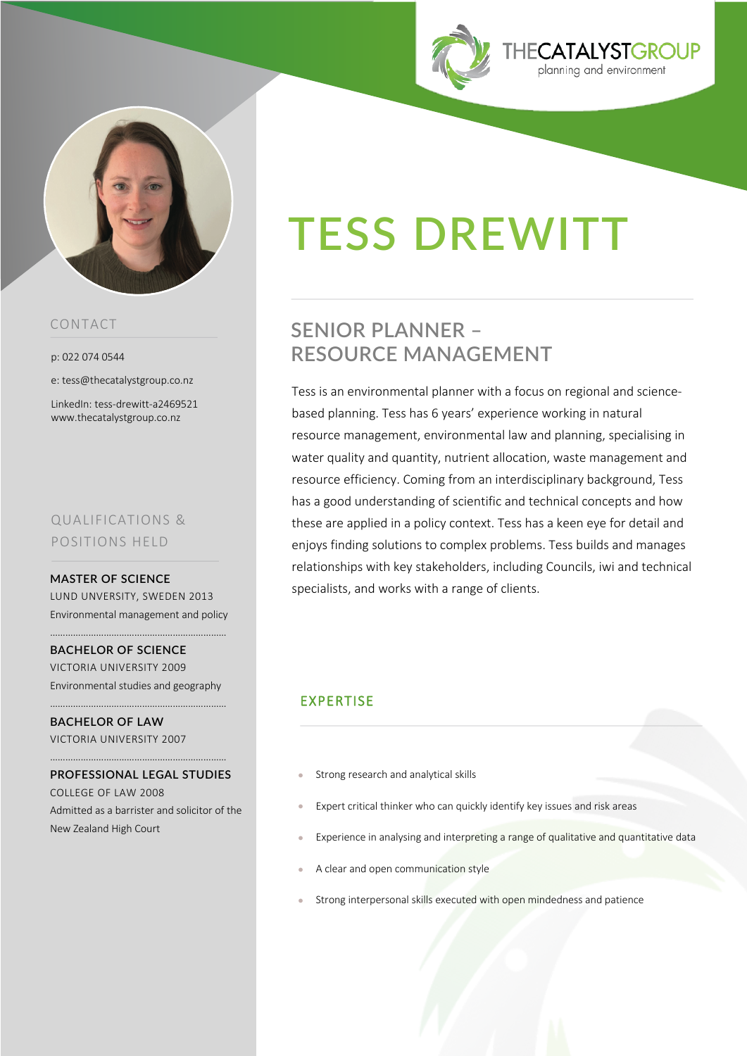THECATALYSTGROUP
planning and environment

# TESS DREWITT

## SENIOR PLANNER – RESOURCE MANAGEMENT

Tess is an environmental planner with a focus on regional and science-based planning. Tess has 6 years' experience working in natural resource management, environmental law and planning, specialising in water quality and quantity, nutrient allocation, waste management and resource efficiency. Coming from an interdisciplinary background, Tess has a good understanding of scientific and technical concepts and how these are applied in a policy context. Tess has a keen eye for detail and enjoys finding solutions to complex problems. Tess builds and manages relationships with key stakeholders, including Councils, iwi and technical specialists, and works with a range of clients.

### CONTACT

p: 022 074 0544

e: tess@thecatalystgroup.co.nz

LinkedIn: tess-drewitt-a2469521
www.thecatalystgroup.co.nz

### QUALIFICATIONS & POSITIONS HELD

**MASTER OF SCIENCE**
LUND UNVERSITY, SWEDEN 2013
Environmental management and policy

**BACHELOR OF SCIENCE**
VICTORIA UNIVERSITY 2009
Environmental studies and geography

**BACHELOR OF LAW**
VICTORIA UNIVERSITY 2007

**PROFESSIONAL LEGAL STUDIES**
COLLEGE OF LAW 2008
Admitted as a barrister and solicitor of the New Zealand High Court

### EXPERTISE

- Strong research and analytical skills
- Expert critical thinker who can quickly identify key issues and risk areas
- Experience in analysing and interpreting a range of qualitative and quantitative data
- A clear and open communication style
- Strong interpersonal skills executed with open mindedness and patience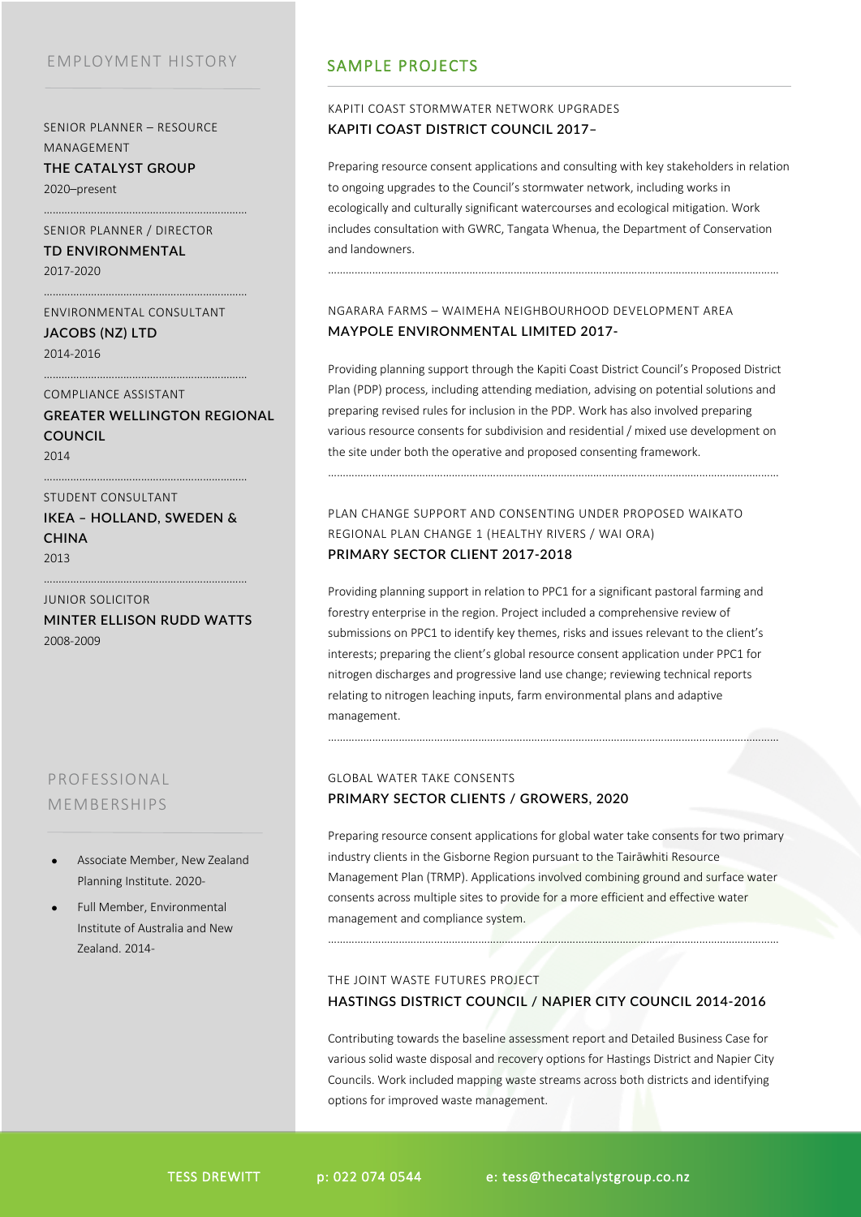## EMPLOYMENT HISTORY

SENIOR PLANNER – RESOURCE MANAGEMENT
**THE CATALYST GROUP**
2020–present

SENIOR PLANNER / DIRECTOR
**TD ENVIRONMENTAL**
2017-2020

ENVIRONMENTAL CONSULTANT
**JACOBS (NZ) LTD**
2014-2016

COMPLIANCE ASSISTANT
**GREATER WELLINGTON REGIONAL COUNCIL**
2014

STUDENT CONSULTANT
**IKEA – HOLLAND, SWEDEN & CHINA**
2013

JUNIOR SOLICITOR
**MINTER ELLISON RUDD WATTS**
2008-2009

## PROFESSIONAL MEMBERSHIPS

- Associate Member, New Zealand Planning Institute. 2020-
- Full Member, Environmental Institute of Australia and New Zealand. 2014-

## SAMPLE PROJECTS

KAPITI COAST STORMWATER NETWORK UPGRADES
**KAPITI COAST DISTRICT COUNCIL 2017–**

Preparing resource consent applications and consulting with key stakeholders in relation to ongoing upgrades to the Council's stormwater network, including works in ecologically and culturally significant watercourses and ecological mitigation. Work includes consultation with GWRC, Tangata Whenua, the Department of Conservation and landowners.

NGARARA FARMS – WAIMEHA NEIGHBOURHOOD DEVELOPMENT AREA
**MAYPOLE ENVIRONMENTAL LIMITED 2017-**

Providing planning support through the Kapiti Coast District Council's Proposed District Plan (PDP) process, including attending mediation, advising on potential solutions and preparing revised rules for inclusion in the PDP. Work has also involved preparing various resource consents for subdivision and residential / mixed use development on the site under both the operative and proposed consenting framework.

PLAN CHANGE SUPPORT AND CONSENTING UNDER PROPOSED WAIKATO REGIONAL PLAN CHANGE 1 (HEALTHY RIVERS / WAI ORA)
**PRIMARY SECTOR CLIENT 2017-2018**

Providing planning support in relation to PPC1 for a significant pastoral farming and forestry enterprise in the region. Project included a comprehensive review of submissions on PPC1 to identify key themes, risks and issues relevant to the client's interests; preparing the client's global resource consent application under PPC1 for nitrogen discharges and progressive land use change; reviewing technical reports relating to nitrogen leaching inputs, farm environmental plans and adaptive management.

GLOBAL WATER TAKE CONSENTS
**PRIMARY SECTOR CLIENTS / GROWERS, 2020**

Preparing resource consent applications for global water take consents for two primary industry clients in the Gisborne Region pursuant to the Tairāwhiti Resource Management Plan (TRMP). Applications involved combining ground and surface water consents across multiple sites to provide for a more efficient and effective water management and compliance system.

THE JOINT WASTE FUTURES PROJECT
**HASTINGS DISTRICT COUNCIL / NAPIER CITY COUNCIL 2014-2016**

Contributing towards the baseline assessment report and Detailed Business Case for various solid waste disposal and recovery options for Hastings District and Napier City Councils. Work included mapping waste streams across both districts and identifying options for improved waste management.

TESS DREWITT p: 022 074 0544 e: tess@thecatalystgroup.co.nz